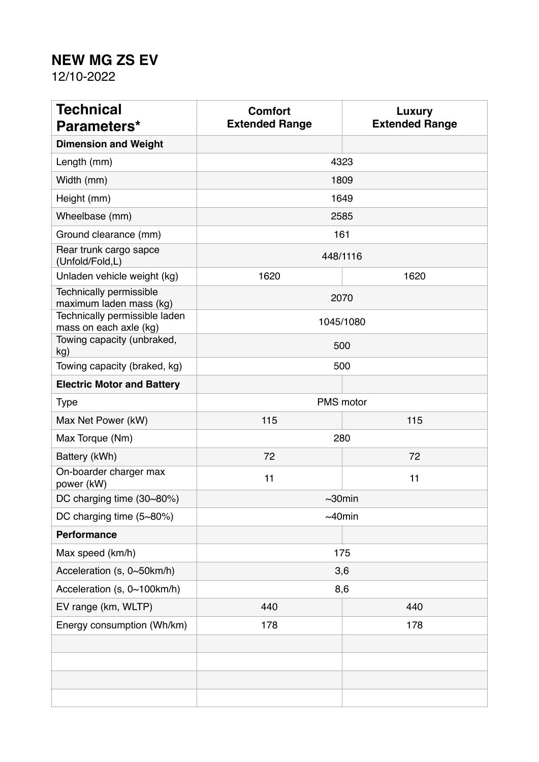# NEW MG ZS EV

12/10-2022

| Technical Parameters* | Comfort Extended Range | Luxury Extended Range |
|---|---|---|
| **Dimension and Weight** | | |
| Length (mm) | 4323 | |
| Width (mm) | 1809 | |
| Height (mm) | 1649 | |
| Wheelbase (mm) | 2585 | |
| Ground clearance (mm) | 161 | |
| Rear trunk cargo sapce (Unfold/Fold,L) | 448/1116 | |
| Unladen vehicle weight (kg) | 1620 | 1620 |
| Technically permissible maximum laden mass (kg) | 2070 | |
| Technically permissible laden mass on each axle (kg) | 1045/1080 | |
| Towing capacity (unbraked, kg) | 500 | |
| Towing capacity (braked, kg) | 500 | |
| **Electric Motor and Battery** | | |
| Type | PMS motor | |
| Max Net Power (kW) | 115 | 115 |
| Max Torque (Nm) | 280 | |
| Battery (kWh) | 72 | 72 |
| On-boarder charger max power (kW) | 11 | 11 |
| DC charging time (30~80%) | ~30min | |
| DC charging time (5~80%) | ~40min | |
| **Performance** | | |
| Max speed (km/h) | 175 | |
| Acceleration (s, 0~50km/h) | 3,6 | |
| Acceleration (s, 0~100km/h) | 8,6 | |
| EV range (km, WLTP) | 440 | 440 |
| Energy consumption (Wh/km) | 178 | 178 |
| | | |
| | | |
| | | |
| | | |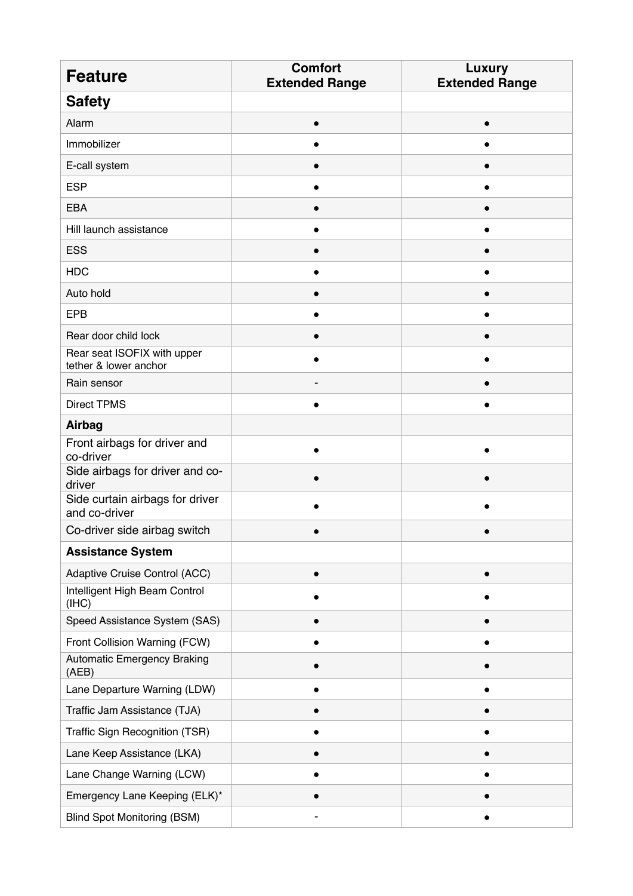| Feature | Comfort Extended Range | Luxury Extended Range |
| --- | --- | --- |
| **Safety** | | |
| Alarm | ● | ● |
| Immobilizer | ● | ● |
| E-call system | ● | ● |
| ESP | ● | ● |
| EBA | ● | ● |
| Hill launch assistance | ● | ● |
| ESS | ● | ● |
| HDC | ● | ● |
| Auto hold | ● | ● |
| EPB | ● | ● |
| Rear door child lock | ● | ● |
| Rear seat ISOFIX with upper tether & lower anchor | ● | ● |
| Rain sensor | - | ● |
| Direct TPMS | ● | ● |
| **Airbag** | | |
| Front airbags for driver and co-driver | ● | ● |
| Side airbags for driver and co-driver | ● | ● |
| Side curtain airbags for driver and co-driver | ● | ● |
| Co-driver side airbag switch | ● | ● |
| **Assistance System** | | |
| Adaptive Cruise Control (ACC) | ● | ● |
| Intelligent High Beam Control (IHC) | ● | ● |
| Speed Assistance System (SAS) | ● | ● |
| Front Collision Warning (FCW) | ● | ● |
| Automatic Emergency Braking (AEB) | ● | ● |
| Lane Departure Warning (LDW) | ● | ● |
| Traffic Jam Assistance (TJA) | ● | ● |
| Traffic Sign Recognition (TSR) | ● | ● |
| Lane Keep Assistance (LKA) | ● | ● |
| Lane Change Warning (LCW) | ● | ● |
| Emergency Lane Keeping (ELK)* | ● | ● |
| Blind Spot Monitoring (BSM) | - | ● |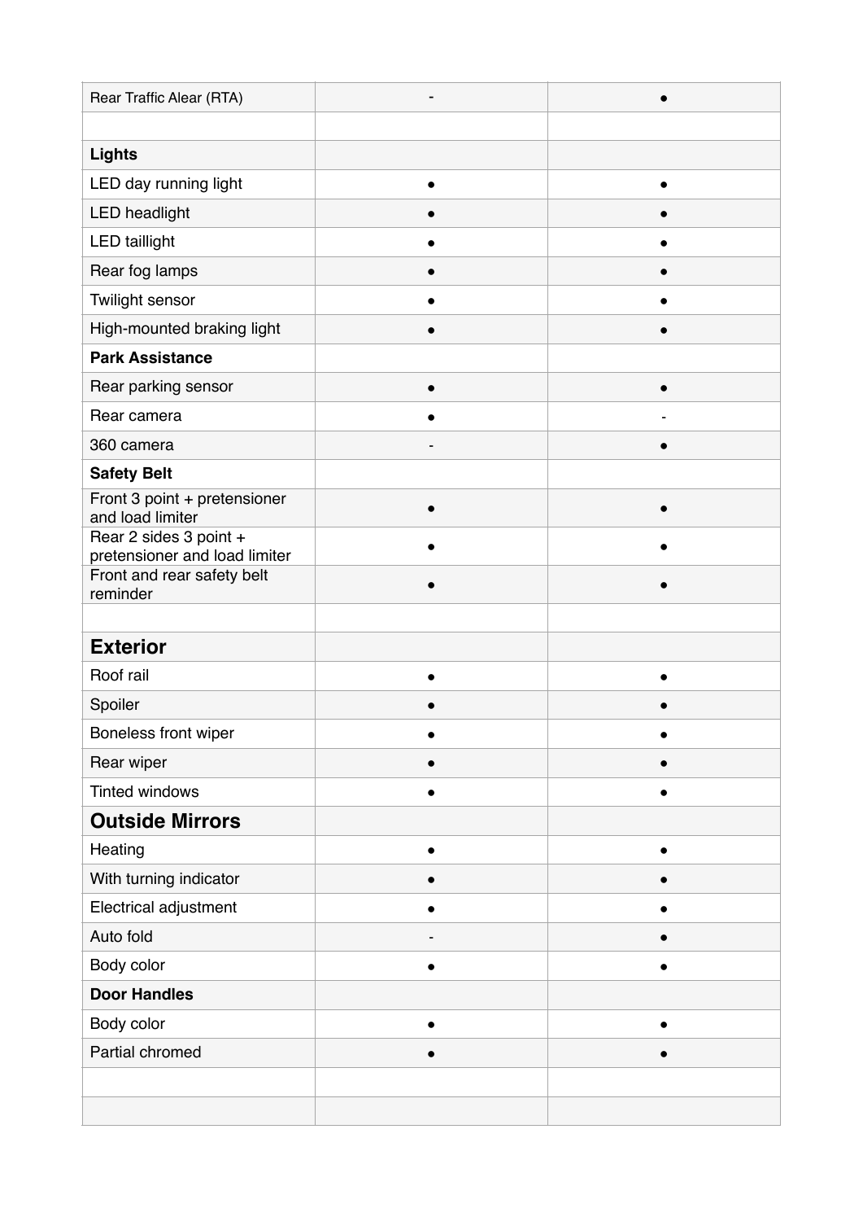| Rear Traffic Alear (RTA) | - | ● |
| --- | --- | --- |
| | | |
| **Lights** | | |
| LED day running light | ● | ● |
| LED headlight | ● | ● |
| LED taillight | ● | ● |
| Rear fog lamps | ● | ● |
| Twilight sensor | ● | ● |
| High-mounted braking light | ● | ● |
| **Park Assistance** | | |
| Rear parking sensor | ● | ● |
| Rear camera | ● | - |
| 360 camera | - | ● |
| **Safety Belt** | | |
| Front 3 point + pretensioner and load limiter | ● | ● |
| Rear 2 sides 3 point + pretensioner and load limiter | ● | ● |
| Front and rear safety belt reminder | ● | ● |
| | | |
| **Exterior** | | |
| Roof rail | ● | ● |
| Spoiler | ● | ● |
| Boneless front wiper | ● | ● |
| Rear wiper | ● | ● |
| Tinted windows | ● | ● |
| **Outside Mirrors** | | |
| Heating | ● | ● |
| With turning indicator | ● | ● |
| Electrical adjustment | ● | ● |
| Auto fold | - | ● |
| Body color | ● | ● |
| **Door Handles** | | |
| Body color | ● | ● |
| Partial chromed | ● | ● |
| | | |
| | | |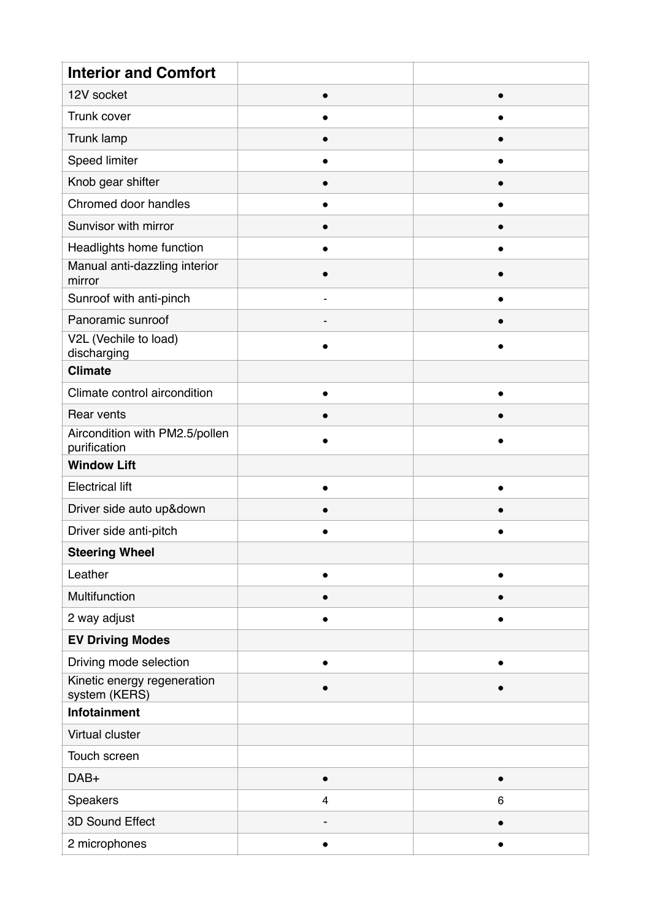| **Interior and Comfort** | | |
|---|---|---|
| 12V socket | ● | ● |
| Trunk cover | ● | ● |
| Trunk lamp | ● | ● |
| Speed limiter | ● | ● |
| Knob gear shifter | ● | ● |
| Chromed door handles | ● | ● |
| Sunvisor with mirror | ● | ● |
| Headlights home function | ● | ● |
| Manual anti-dazzling interior mirror | ● | ● |
| Sunroof with anti-pinch | - | ● |
| Panoramic sunroof | - | ● |
| V2L (Vechile to load) discharging | ● | ● |
| **Climate** | | |
| Climate control aircondition | ● | ● |
| Rear vents | ● | ● |
| Aircondition with PM2.5/pollen purification | ● | ● |
| **Window Lift** | | |
| Electrical lift | ● | ● |
| Driver side auto up&down | ● | ● |
| Driver side anti-pitch | ● | ● |
| **Steering Wheel** | | |
| Leather | ● | ● |
| Multifunction | ● | ● |
| 2 way adjust | ● | ● |
| **EV Driving Modes** | | |
| Driving mode selection | ● | ● |
| Kinetic energy regeneration system (KERS) | ● | ● |
| **Infotainment** | | |
| Virtual cluster | | |
| Touch screen | | |
| DAB+ | ● | ● |
| Speakers | 4 | 6 |
| 3D Sound Effect | - | ● |
| 2 microphones | ● | ● |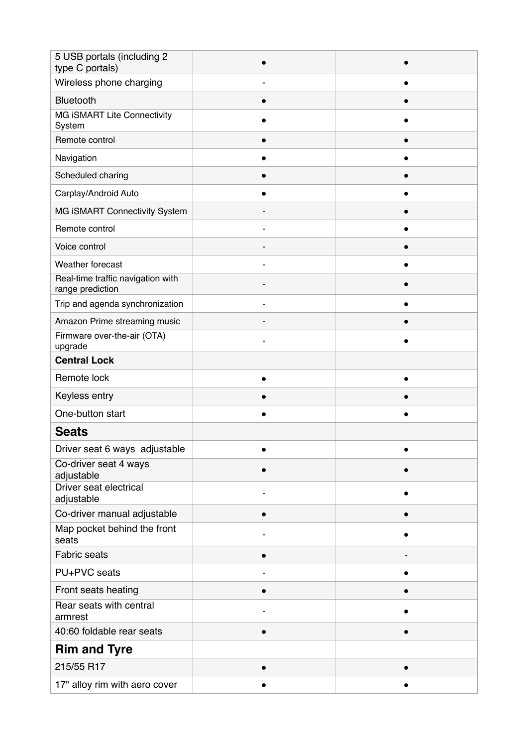| | | |
|---|---|---|
| 5 USB portals (including 2 type C portals) | ● | ● |
| Wireless phone charging | - | ● |
| Bluetooth | ● | ● |
| MG iSMART Lite Connectivity System | ● | ● |
| Remote control | ● | ● |
| Navigation | ● | ● |
| Scheduled charing | ● | ● |
| Carplay/Android Auto | ● | ● |
| MG iSMART Connectivity System | - | ● |
| Remote control | - | ● |
| Voice control | - | ● |
| Weather forecast | - | ● |
| Real-time traffic navigation with range prediction | - | ● |
| Trip and agenda synchronization | - | ● |
| Amazon Prime streaming music | - | ● |
| Firmware over-the-air (OTA) upgrade | - | ● |
| **Central Lock** | | |
| Remote lock | ● | ● |
| Keyless entry | ● | ● |
| One-button start | ● | ● |
| **Seats** | | |
| Driver seat 6 ways adjustable | ● | ● |
| Co-driver seat 4 ways adjustable | ● | ● |
| Driver seat electrical adjustable | - | ● |
| Co-driver manual adjustable | ● | ● |
| Map pocket behind the front seats | - | ● |
| Fabric seats | ● | - |
| PU+PVC seats | - | ● |
| Front seats heating | ● | ● |
| Rear seats with central armrest | - | ● |
| 40:60 foldable rear seats | ● | ● |
| **Rim and Tyre** | | |
| 215/55 R17 | ● | ● |
| 17" alloy rim with aero cover | ● | ● |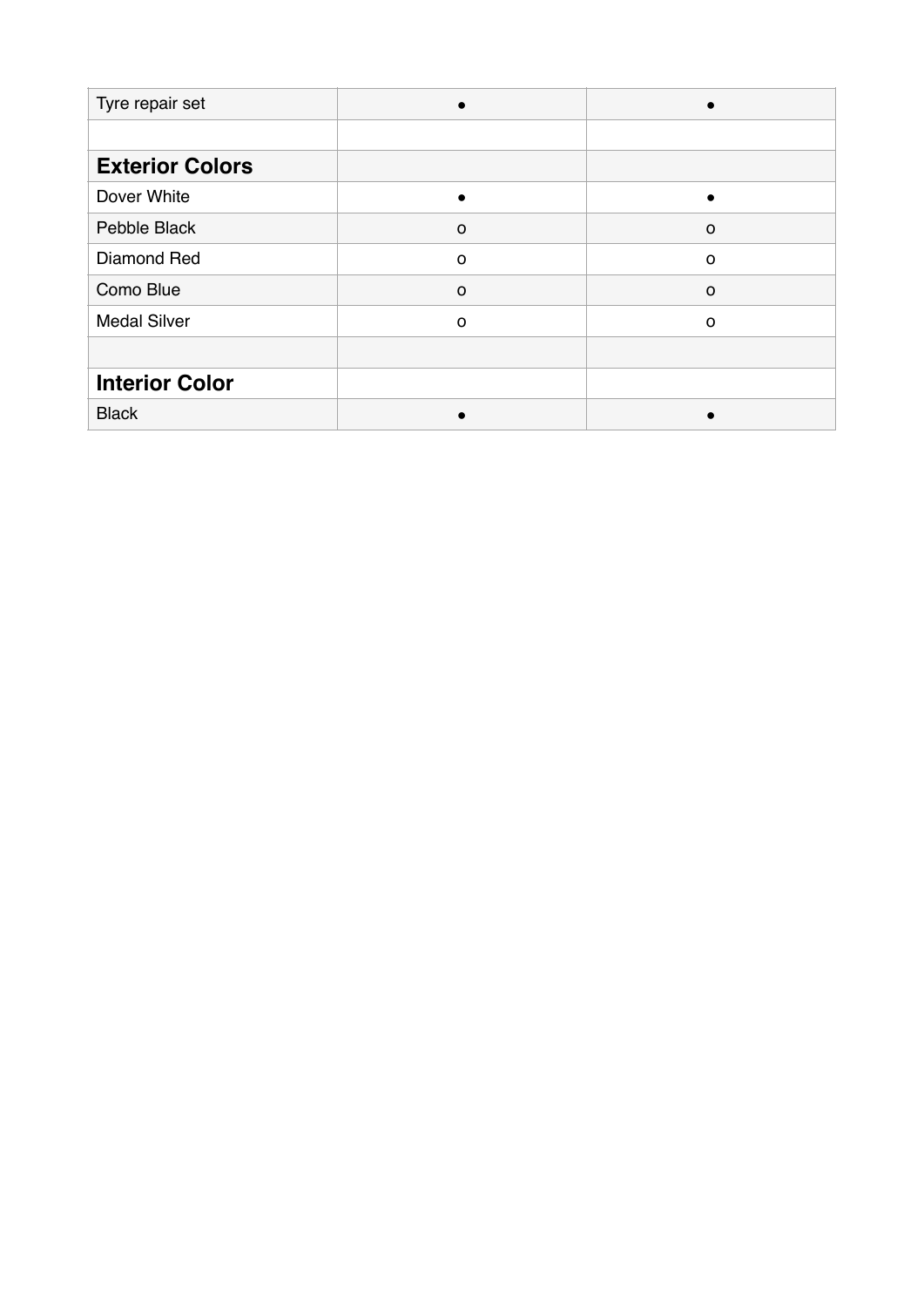| | | |
|---|---|---|
| Tyre repair set | ● | ● |
| | | |
| **Exterior Colors** | | |
| Dover White | ● | ● |
| Pebble Black | o | o |
| Diamond Red | o | o |
| Como Blue | o | o |
| Medal Silver | o | o |
| | | |
| **Interior Color** | | |
| Black | ● | ● |